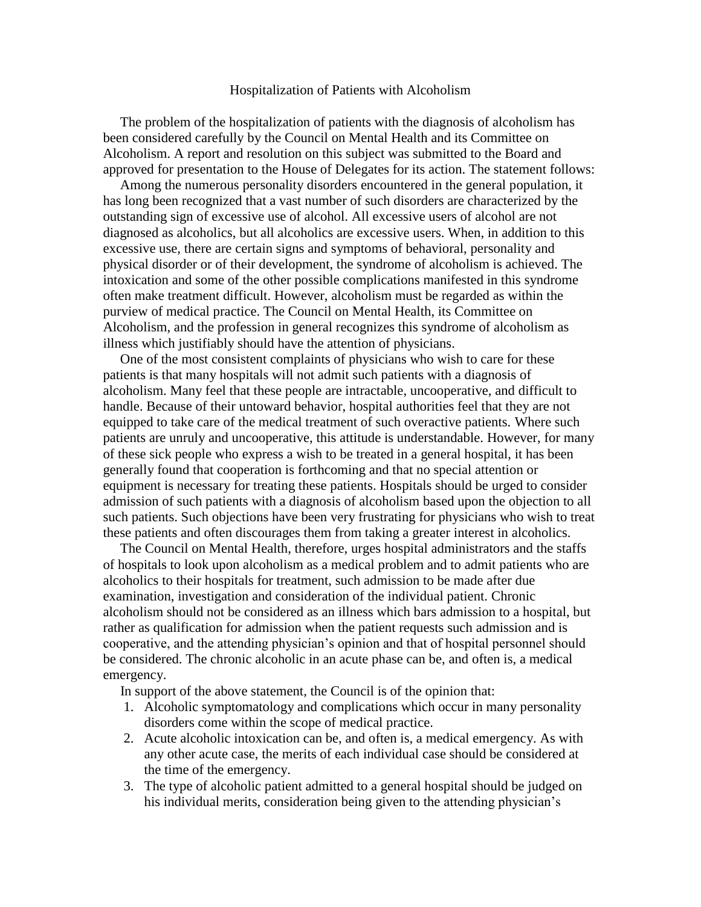# Hospitalization of Patients with Alcoholism

The problem of the hospitalization of patients with the diagnosis of alcoholism has been considered carefully by the Council on Mental Health and its Committee on Alcoholism. A report and resolution on this subject was submitted to the Board and approved for presentation to the House of Delegates for its action. The statement follows:

Among the numerous personality disorders encountered in the general population, it has long been recognized that a vast number of such disorders are characterized by the outstanding sign of excessive use of alcohol. All excessive users of alcohol are not diagnosed as alcoholics, but all alcoholics are excessive users. When, in addition to this excessive use, there are certain signs and symptoms of behavioral, personality and physical disorder or of their development, the syndrome of alcoholism is achieved. The intoxication and some of the other possible complications manifested in this syndrome often make treatment difficult. However, alcoholism must be regarded as within the purview of medical practice. The Council on Mental Health, its Committee on Alcoholism, and the profession in general recognizes this syndrome of alcoholism as illness which justifiably should have the attention of physicians.

One of the most consistent complaints of physicians who wish to care for these patients is that many hospitals will not admit such patients with a diagnosis of alcoholism. Many feel that these people are intractable, uncooperative, and difficult to handle. Because of their untoward behavior, hospital authorities feel that they are not equipped to take care of the medical treatment of such overactive patients. Where such patients are unruly and uncooperative, this attitude is understandable. However, for many of these sick people who express a wish to be treated in a general hospital, it has been generally found that cooperation is forthcoming and that no special attention or equipment is necessary for treating these patients. Hospitals should be urged to consider admission of such patients with a diagnosis of alcoholism based upon the objection to all such patients. Such objections have been very frustrating for physicians who wish to treat these patients and often discourages them from taking a greater interest in alcoholics.

The Council on Mental Health, therefore, urges hospital administrators and the staffs of hospitals to look upon alcoholism as a medical problem and to admit patients who are alcoholics to their hospitals for treatment, such admission to be made after due examination, investigation and consideration of the individual patient. Chronic alcoholism should not be considered as an illness which bars admission to a hospital, but rather as qualification for admission when the patient requests such admission and is cooperative, and the attending physician's opinion and that of hospital personnel should be considered. The chronic alcoholic in an acute phase can be, and often is, a medical emergency.

In support of the above statement, the Council is of the opinion that:

1. Alcoholic symptomatology and complications which occur in many personality disorders come within the scope of medical practice.
2. Acute alcoholic intoxication can be, and often is, a medical emergency. As with any other acute case, the merits of each individual case should be considered at the time of the emergency.
3. The type of alcoholic patient admitted to a general hospital should be judged on his individual merits, consideration being given to the attending physician's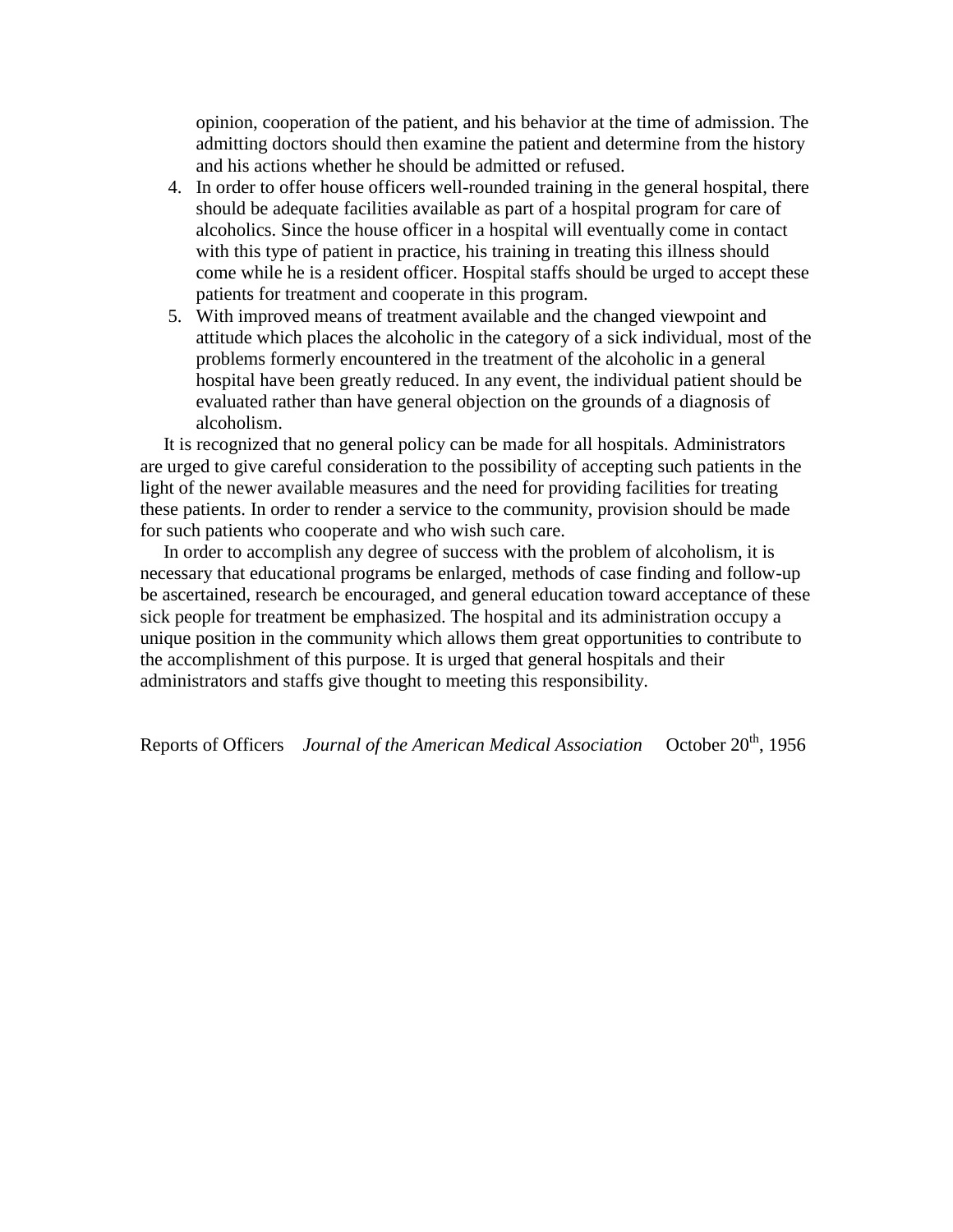opinion, cooperation of the patient, and his behavior at the time of admission. The admitting doctors should then examine the patient and determine from the history and his actions whether he should be admitted or refused.

4. In order to offer house officers well-rounded training in the general hospital, there should be adequate facilities available as part of a hospital program for care of alcoholics. Since the house officer in a hospital will eventually come in contact with this type of patient in practice, his training in treating this illness should come while he is a resident officer. Hospital staffs should be urged to accept these patients for treatment and cooperate in this program.
5. With improved means of treatment available and the changed viewpoint and attitude which places the alcoholic in the category of a sick individual, most of the problems formerly encountered in the treatment of the alcoholic in a general hospital have been greatly reduced. In any event, the individual patient should be evaluated rather than have general objection on the grounds of a diagnosis of alcoholism.

It is recognized that no general policy can be made for all hospitals. Administrators are urged to give careful consideration to the possibility of accepting such patients in the light of the newer available measures and the need for providing facilities for treating these patients. In order to render a service to the community, provision should be made for such patients who cooperate and who wish such care.

In order to accomplish any degree of success with the problem of alcoholism, it is necessary that educational programs be enlarged, methods of case finding and follow-up be ascertained, research be encouraged, and general education toward acceptance of these sick people for treatment be emphasized. The hospital and its administration occupy a unique position in the community which allows them great opportunities to contribute to the accomplishment of this purpose. It is urged that general hospitals and their administrators and staffs give thought to meeting this responsibility.

Reports of Officers *Journal of the American Medical Association* October 20th, 1956